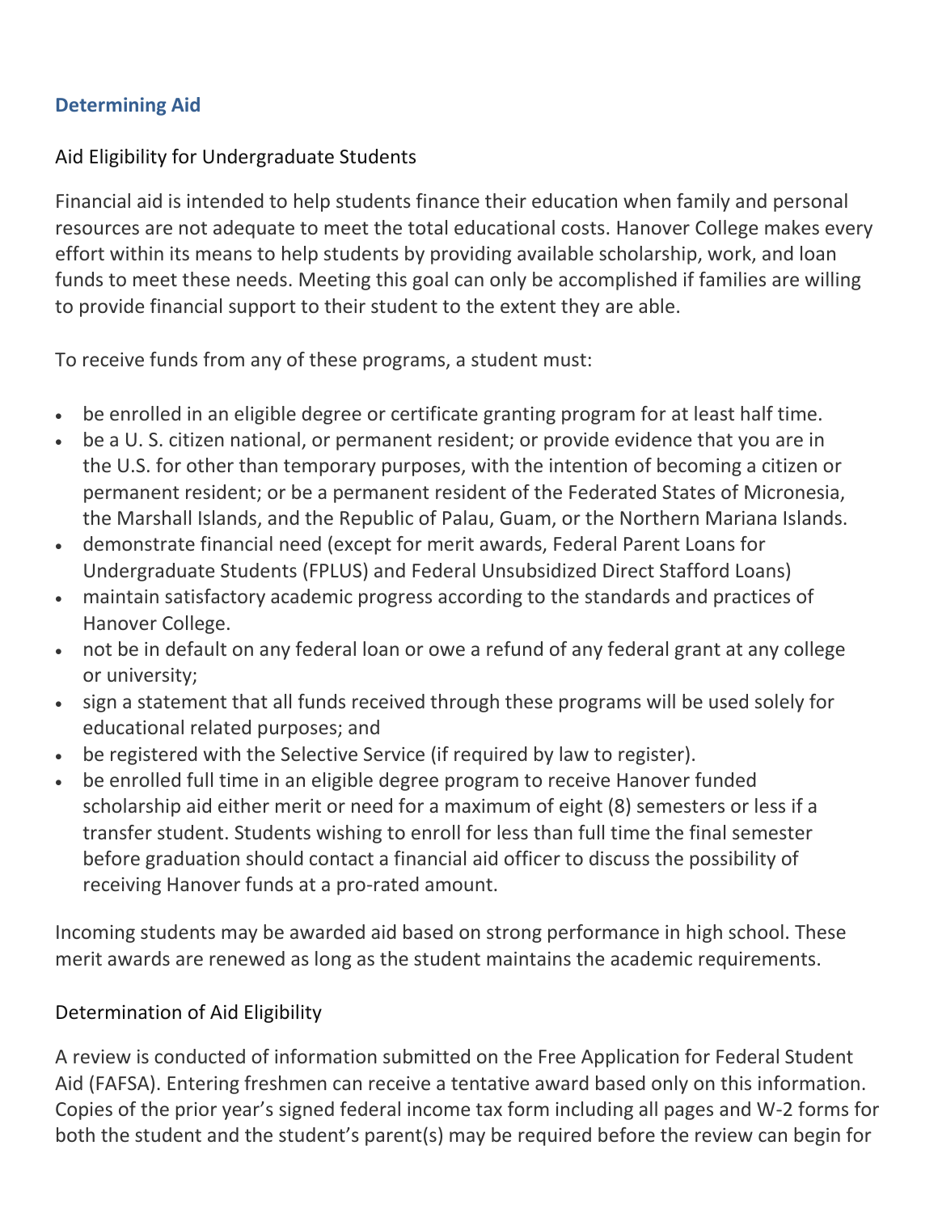## Determining Aid

### Aid Eligibility for Undergraduate Students

Financial aid is intended to help students finance their education when family and personal resources are not adequate to meet the total educational costs. Hanover College makes every effort within its means to help students by providing available scholarship, work, and loan funds to meet these needs. Meeting this goal can only be accomplished if families are willing to provide financial support to their student to the extent they are able.

To receive funds from any of these programs, a student must:

- be enrolled in an eligible degree or certificate granting program for at least half time.
- be a U. S. citizen national, or permanent resident; or provide evidence that you are in the U.S. for other than temporary purposes, with the intention of becoming a citizen or permanent resident; or be a permanent resident of the Federated States of Micronesia, the Marshall Islands, and the Republic of Palau, Guam, or the Northern Mariana Islands.
- demonstrate financial need (except for merit awards, Federal Parent Loans for Undergraduate Students (FPLUS) and Federal Unsubsidized Direct Stafford Loans)
- maintain satisfactory academic progress according to the standards and practices of Hanover College.
- not be in default on any federal loan or owe a refund of any federal grant at any college or university;
- sign a statement that all funds received through these programs will be used solely for educational related purposes; and
- be registered with the Selective Service (if required by law to register).
- be enrolled full time in an eligible degree program to receive Hanover funded scholarship aid either merit or need for a maximum of eight (8) semesters or less if a transfer student. Students wishing to enroll for less than full time the final semester before graduation should contact a financial aid officer to discuss the possibility of receiving Hanover funds at a pro-rated amount.

Incoming students may be awarded aid based on strong performance in high school. These merit awards are renewed as long as the student maintains the academic requirements.

### Determination of Aid Eligibility

A review is conducted of information submitted on the Free Application for Federal Student Aid (FAFSA). Entering freshmen can receive a tentative award based only on this information. Copies of the prior year's signed federal income tax form including all pages and W-2 forms for both the student and the student's parent(s) may be required before the review can begin for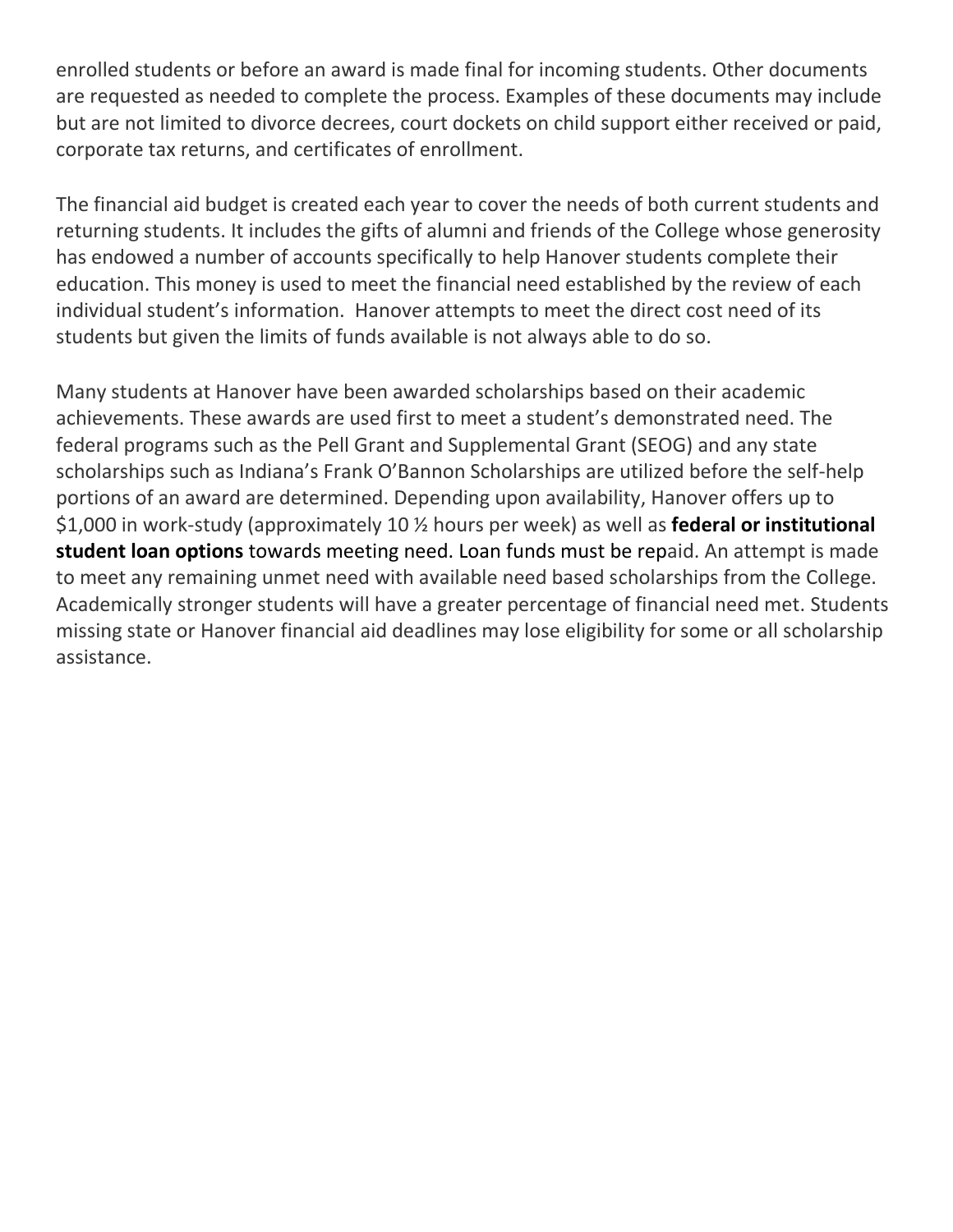enrolled students or before an award is made final for incoming students. Other documents are requested as needed to complete the process. Examples of these documents may include but are not limited to divorce decrees, court dockets on child support either received or paid, corporate tax returns, and certificates of enrollment.

The financial aid budget is created each year to cover the needs of both current students and returning students. It includes the gifts of alumni and friends of the College whose generosity has endowed a number of accounts specifically to help Hanover students complete their education. This money is used to meet the financial need established by the review of each individual student's information. Hanover attempts to meet the direct cost need of its students but given the limits of funds available is not always able to do so.

Many students at Hanover have been awarded scholarships based on their academic achievements. These awards are used first to meet a student's demonstrated need. The federal programs such as the Pell Grant and Supplemental Grant (SEOG) and any state scholarships such as Indiana's Frank O'Bannon Scholarships are utilized before the self-help portions of an award are determined. Depending upon availability, Hanover offers up to $1,000 in work-study (approximately 10 ½ hours per week) as well as **federal or institutional student loan options** towards meeting need. Loan funds must be repaid. An attempt is made to meet any remaining unmet need with available need based scholarships from the College. Academically stronger students will have a greater percentage of financial need met. Students missing state or Hanover financial aid deadlines may lose eligibility for some or all scholarship assistance.